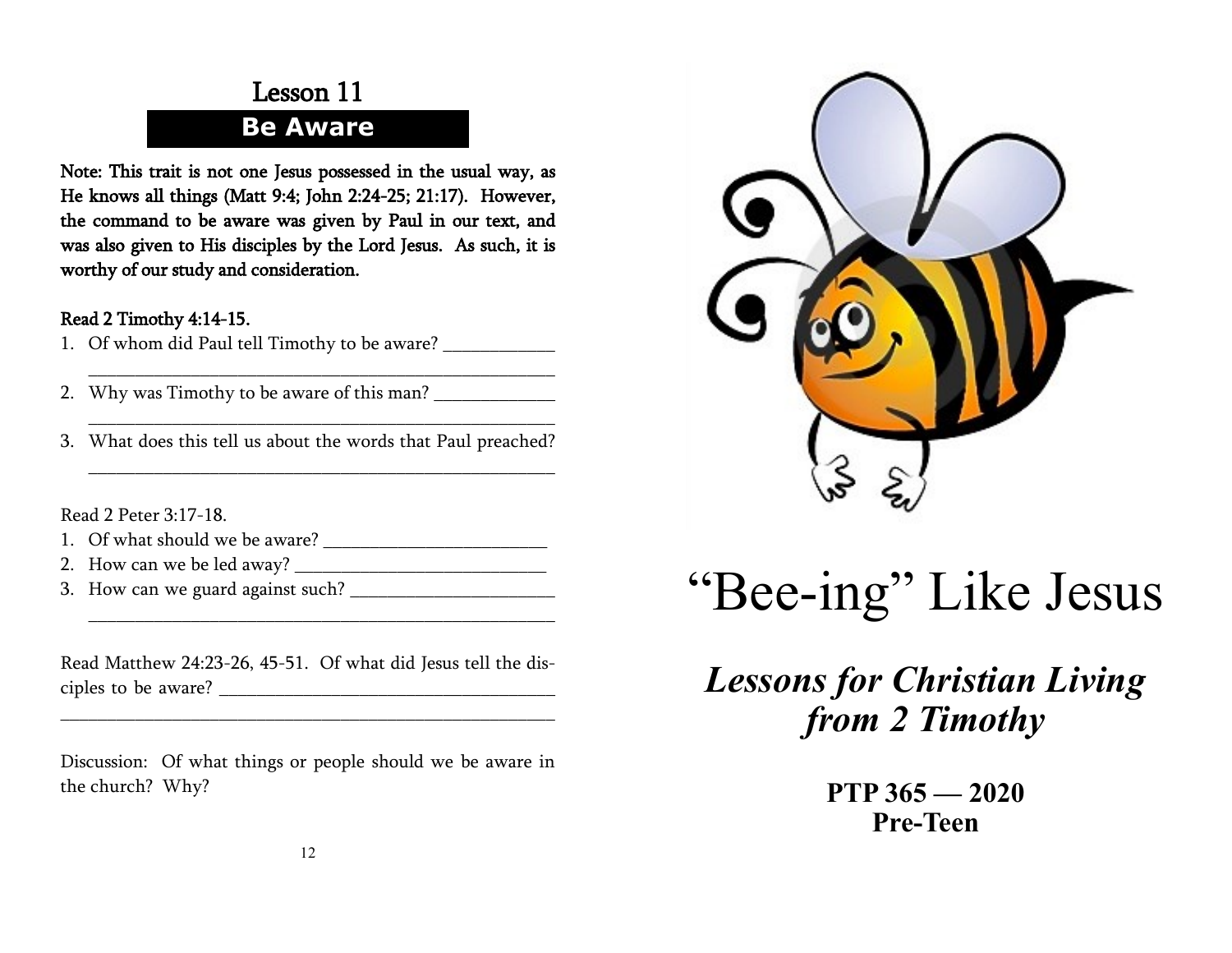# Lesson 11

## Be Aware

**Note: This trait is not one Jesus possessed in the usual way, as He knows all things (Matt 9:4; John 2:24-25; 21:17). However, the command to be aware was given by Paul in our text, and was also given to His disciples by the Lord Jesus. As such, it is worthy of our study and consideration.**

**Read 2 Timothy 4:14-15.**

1. Of whom did Paul tell Timothy to be aware? ____________ ________________________________________________
2. Why was Timothy to be aware of this man? ____________ ________________________________________________
3. What does this tell us about the words that Paul preached? ________________________________________________

Read 2 Peter 3:17-18.

1. Of what should we be aware? ________________________
2. How can we be led away? ___________________________
3. How can we guard against such? ______________________ ________________________________________________

Read Matthew 24:23-26, 45-51. Of what did Jesus tell the disciples to be aware? ____________________________________ ________________________________________________________

Discussion: Of what things or people should we be aware in the church? Why?

# "Bee-ing" Like Jesus

## *Lessons for Christian Living from 2 Timothy*

**PTP 365 — 2020**
**Pre-Teen**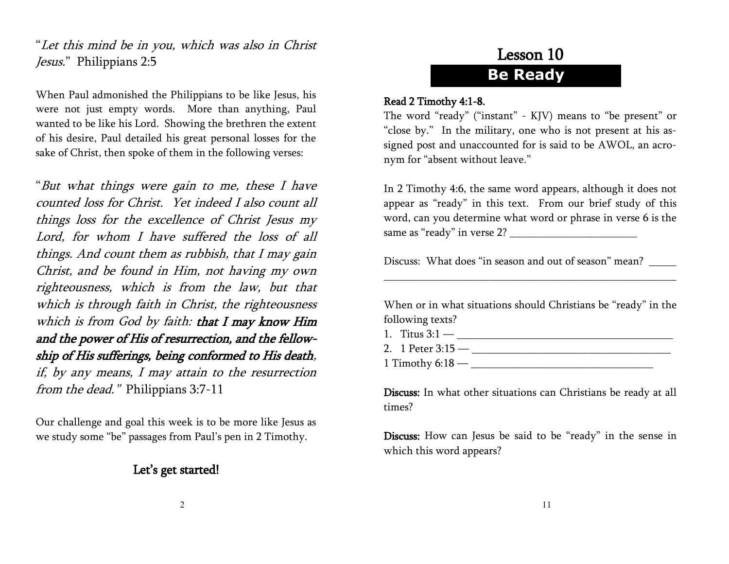"*Let this mind be in you, which was also in Christ Jesus.*" Philippians 2:5

When Paul admonished the Philippians to be like Jesus, his were not just empty words. More than anything, Paul wanted to be like his Lord. Showing the brethren the extent of his desire, Paul detailed his great personal losses for the sake of Christ, then spoke of them in the following verses:

"*But what things were gain to me, these I have counted loss for Christ. Yet indeed I also count all things loss for the excellence of Christ Jesus my Lord, for whom I have suffered the loss of all things. And count them as rubbish, that I may gain Christ, and be found in Him, not having my own righteousness, which is from the law, but that which is through faith in Christ, the righteousness which is from God by faith:* **that I may know Him and the power of His of resurrection, and the fellowship of His sufferings, being conformed to His death**, *if, by any means, I may attain to the resurrection from the dead.*" Philippians 3:7-11

Our challenge and goal this week is to be more like Jesus as we study some "be" passages from Paul's pen in 2 Timothy.

**Let's get started!**

# Lesson 10

## Be Ready

**Read 2 Timothy 4:1-8.**

The word "ready" ("instant" - KJV) means to "be present" or "close by." In the military, one who is not present at his assigned post and unaccounted for is said to be AWOL, an acronym for "absent without leave."

In 2 Timothy 4:6, the same word appears, although it does not appear as "ready" in this text. From our brief study of this word, can you determine what word or phrase in verse 6 is the same as "ready" in verse 2? _______________________

Discuss: What does "in season and out of season" mean? _____
_______________________________________________________

When or in what situations should Christians be "ready" in the following texts?

1. Titus 3:1 — _________________________________________
2. 1 Peter 3:15 — ______________________________________

1 Timothy 6:18 — __________________________________

**Discuss:** In what other situations can Christians be ready at all times?

**Discuss:** How can Jesus be said to be "ready" in the sense in which this word appears?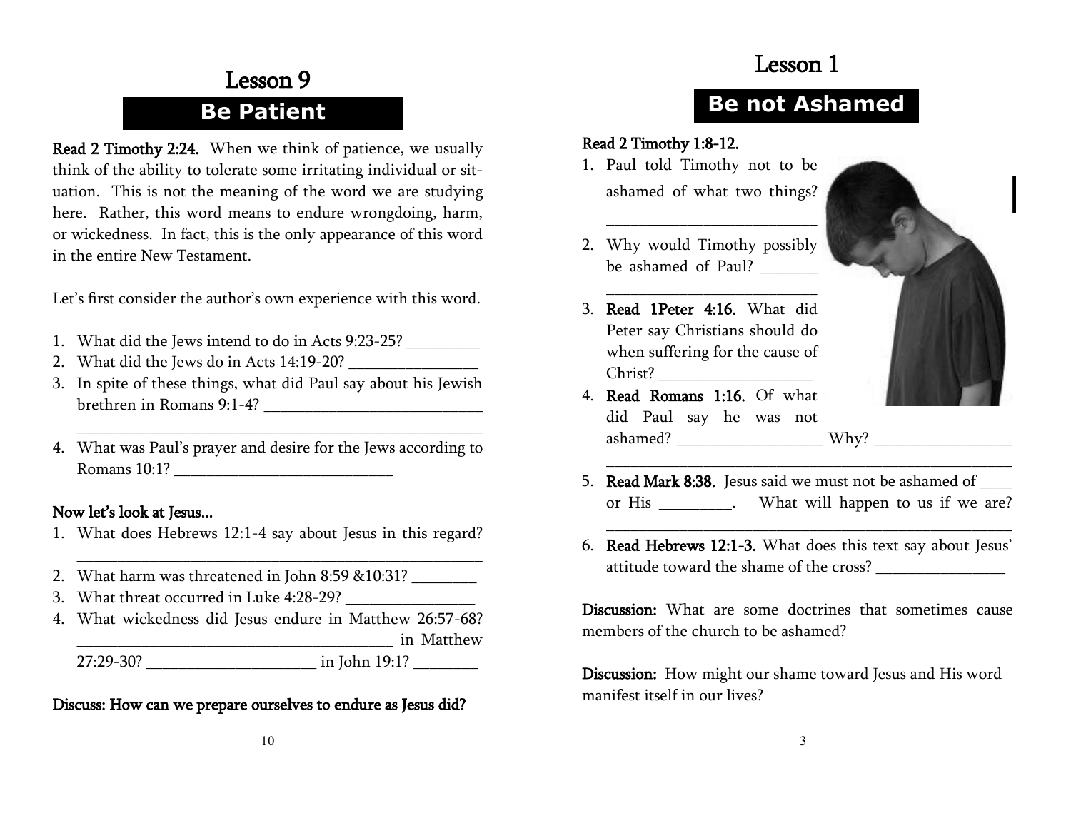# Lesson 9

## Be Patient

**Read 2 Timothy 2:24.** When we think of patience, we usually think of the ability to tolerate some irritating individual or situation. This is not the meaning of the word we are studying here. Rather, this word means to endure wrongdoing, harm, or wickedness. In fact, this is the only appearance of this word in the entire New Testament.

Let's first consider the author's own experience with this word.

1. What did the Jews intend to do in Acts 9:23-25? _________
2. What did the Jews do in Acts 14:19-20? ________________
3. In spite of these things, what did Paul say about his Jewish brethren in Romans 9:1-4? ___________________________
   ____________________________________________________
4. What was Paul's prayer and desire for the Jews according to Romans 10:1? ___________________________

**Now let's look at Jesus…**

1. What does Hebrews 12:1-4 say about Jesus in this regard? ____________________________________________________
2. What harm was threatened in John 8:59 &10:31? ________
3. What threat occurred in Luke 4:28-29? ________________
4. What wickedness did Jesus endure in Matthew 26:57-68? ________________________________________ in Matthew 27:29-30? _____________________ in John 19:1? ________

**Discuss: How can we prepare ourselves to endure as Jesus did?**

# Lesson 1

## Be not Ashamed

**Read 2 Timothy 1:8-12.**

1. Paul told Timothy not to be ashamed of what two things? __________________________
2. Why would Timothy possibly be ashamed of Paul? _______ __________________________
3. **Read 1Peter 4:16.** What did Peter say Christians should do when suffering for the cause of Christ? ___________________
4. **Read Romans 1:16.** Of what did Paul say he was not ashamed? __________________ Why? _________________ ____________________________________________________
5. **Read Mark 8:38.** Jesus said we must not be ashamed of ____ or His _________. What will happen to us if we are? ____________________________________________________
6. **Read Hebrews 12:1-3.** What does this text say about Jesus' attitude toward the shame of the cross? ________________

**Discussion:** What are some doctrines that sometimes cause members of the church to be ashamed?

**Discussion:** How might our shame toward Jesus and His word manifest itself in our lives?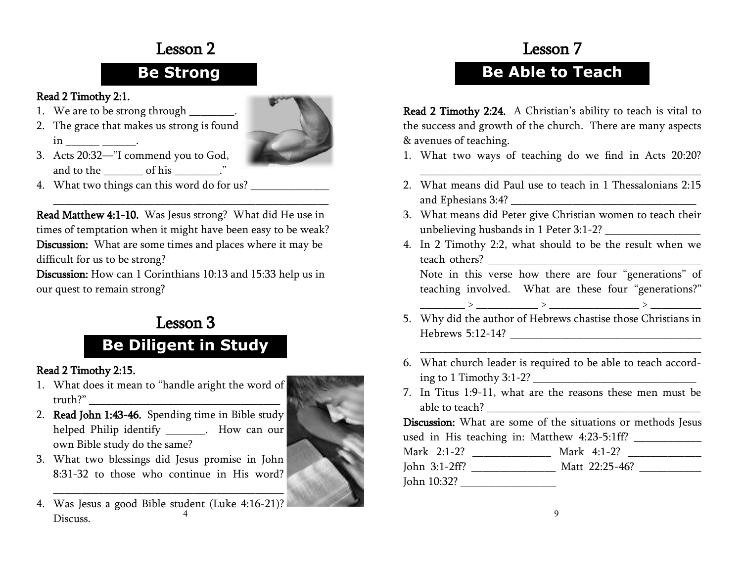# Lesson 2

## Be Strong

**Read 2 Timothy 2:1.**

1. We are to be strong through ________.
2. The grace that makes us strong is found in ______ ______.
3. Acts 20:32—"I commend you to God, and to the _______ of his ________."
4. What two things can this word do for us? ______________ ____________________________________________________

**Read Matthew 4:1-10.** Was Jesus strong? What did He use in times of temptation when it might have been easy to be weak?

**Discussion:** What are some times and places where it may be difficult for us to be strong?

**Discussion:** How can 1 Corinthians 10:13 and 15:33 help us in our quest to remain strong?

# Lesson 3

## Be Diligent in Study

**Read 2 Timothy 2:15.**

1. What does it mean to "handle aright the word of truth?" ___________________________________
2. **Read John 1:43-46.** Spending time in Bible study helped Philip identify _______. How can our own Bible study do the same?
3. What two blessings did Jesus promise in John 8:31-32 to those who continue in His word? ___________________________________________
4. Was Jesus a good Bible student (Luke 4:16-21)? Discuss.

# Lesson 7

## Be Able to Teach

**Read 2 Timothy 2:24.** A Christian's ability to teach is vital to the success and growth of the church. There are many aspects & avenues of teaching.

1. What two ways of teaching do we find in Acts 20:20? ____________________________________________________
2. What means did Paul use to teach in 1 Thessalonians 2:15 and Ephesians 3:4? __________________________________
3. What means did Peter give Christian women to teach their unbelieving husbands in 1 Peter 3:1-2? _________________
4. In 2 Timothy 2:2, what should to be the result when we teach others? ________________________________________
   Note in this verse how there are four "generations" of teaching involved. What are these four "generations?" ________ > ___________ > ________________ > _________
5. Why did the author of Hebrews chastise those Christians in Hebrews 5:12-14? ___________________________________ ____________________________________________________
6. What church leader is required to be able to teach according to 1 Timothy 3:1-2? _____________________________
7. In Titus 1:9-11, what are the reasons these men must be able to teach? _______________________________________

**Discussion:** What are some of the situations or methods Jesus used in His teaching in: Matthew 4:23-5:1ff? ____________ Mark 2:1-2? ______________ Mark 4:1-2? _____________ John 3:1-2ff? _______________ Matt 22:25-46? ___________ John 10:32? _________________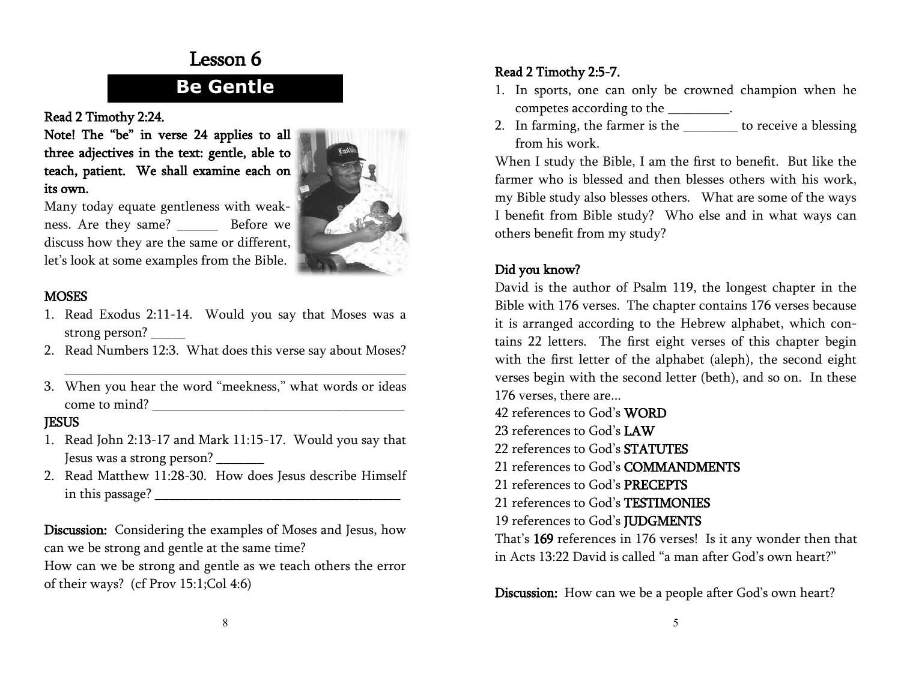# Lesson 6

## Be Gentle

**Read 2 Timothy 2:24.**

**Note! The "be" in verse 24 applies to all three adjectives in the text: gentle, able to teach, patient. We shall examine each on its own.**

Many today equate gentleness with weakness. Are they same? ______ Before we discuss how they are the same or different, let's look at some examples from the Bible.

**MOSES**

1. Read Exodus 2:11-14. Would you say that Moses was a strong person? _____
2. Read Numbers 12:3. What does this verse say about Moses? ____________________________________________________
3. When you hear the word "meekness," what words or ideas come to mind? ____________________________________

**JESUS**

1. Read John 2:13-17 and Mark 11:15-17. Would you say that Jesus was a strong person? _______
2. Read Matthew 11:28-30. How does Jesus describe Himself in this passage? ____________________________________

**Discussion:** Considering the examples of Moses and Jesus, how can we be strong and gentle at the same time?

How can we be strong and gentle as we teach others the error of their ways? (cf Prov 15:1;Col 4:6)

**Read 2 Timothy 2:5-7.**

1. In sports, one can only be crowned champion when he competes according to the _________.
2. In farming, the farmer is the ________ to receive a blessing from his work.

When I study the Bible, I am the first to benefit. But like the farmer who is blessed and then blesses others with his work, my Bible study also blesses others. What are some of the ways I benefit from Bible study? Who else and in what ways can others benefit from my study?

**Did you know?**

David is the author of Psalm 119, the longest chapter in the Bible with 176 verses. The chapter contains 176 verses because it is arranged according to the Hebrew alphabet, which contains 22 letters. The first eight verses of this chapter begin with the first letter of the alphabet (aleph), the second eight verses begin with the second letter (beth), and so on. In these 176 verses, there are...

42 references to God's **WORD**
23 references to God's **LAW**
22 references to God's **STATUTES**
21 references to God's **COMMANDMENTS**
21 references to God's **PRECEPTS**
21 references to God's **TESTIMONIES**
19 references to God's **JUDGMENTS**

That's **169** references in 176 verses! Is it any wonder then that in Acts 13:22 David is called "a man after God's own heart?"

**Discussion:** How can we be a people after God's own heart?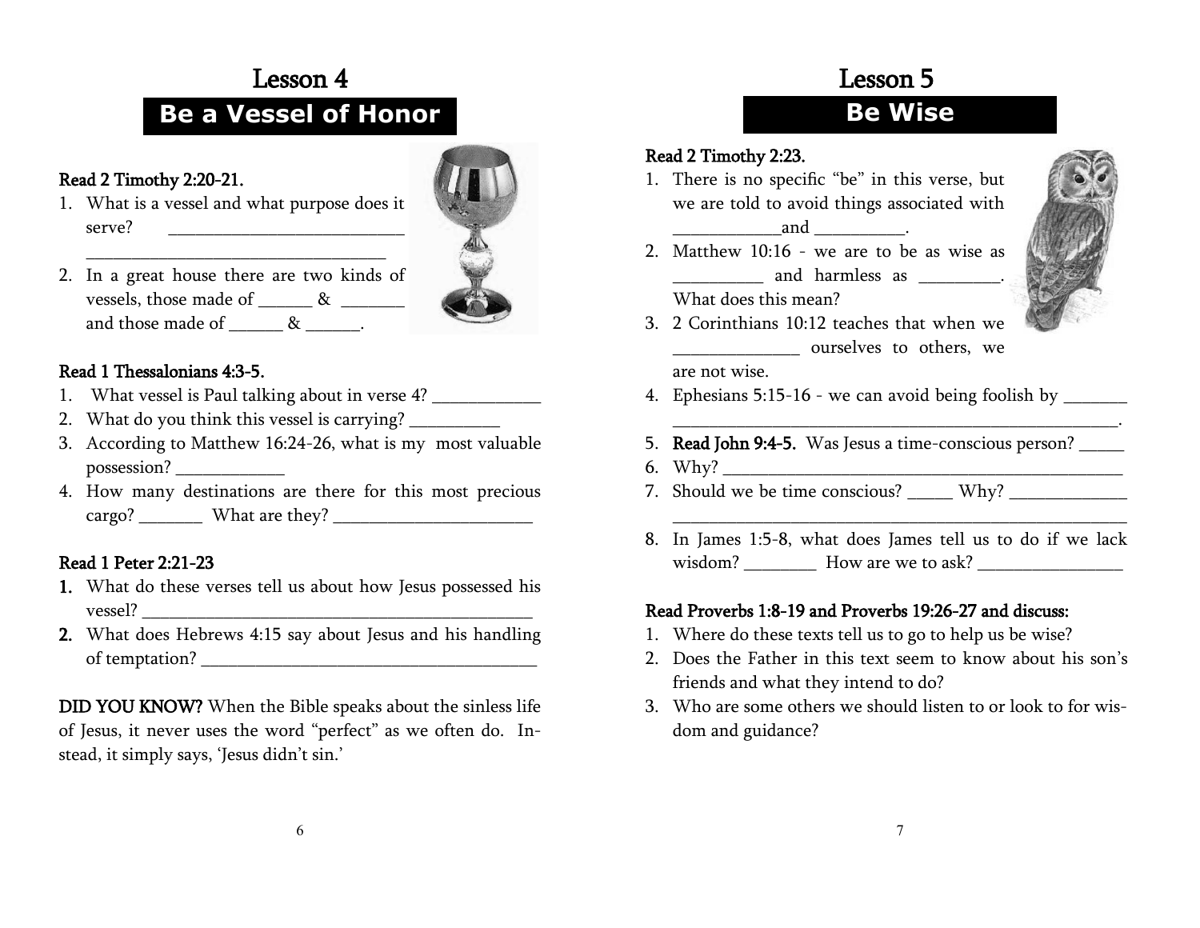# Lesson 4

## Be a Vessel of Honor

**Read 2 Timothy 2:20-21.**

1. What is a vessel and what purpose does it serve? ______________________________ ______________________________
2. In a great house there are two kinds of vessels, those made of ______ & _______ and those made of ______ & ______.

**Read 1 Thessalonians 4:3-5.**

1. What vessel is Paul talking about in verse 4? ____________
2. What do you think this vessel is carrying? __________
3. According to Matthew 16:24-26, what is my most valuable possession? ____________
4. How many destinations are there for this most precious cargo? _______ What are they? ______________________

**Read 1 Peter 2:21-23**

1. What do these verses tell us about how Jesus possessed his vessel? ____________________________________________
2. What does Hebrews 4:15 say about Jesus and his handling of temptation? ______________________________________

**DID YOU KNOW?** When the Bible speaks about the sinless life of Jesus, it never uses the word "perfect" as we often do. Instead, it simply says, 'Jesus didn't sin.'

# Lesson 5

## Be Wise

**Read 2 Timothy 2:23.**

1. There is no specific "be" in this verse, but we are told to avoid things associated with ____________and __________.
2. Matthew 10:16 - we are to be as wise as __________ and harmless as _________. What does this mean?
3. 2 Corinthians 10:12 teaches that when we ______________ ourselves to others, we are not wise.
4. Ephesians 5:15-16 - we can avoid being foolish by _______ ____________________________________________________.
5. **Read John 9:4-5.** Was Jesus a time-conscious person? _____
6. Why? _____________________________________________
7. Should we be time conscious? _____ Why? _____________ ____________________________________________________
8. In James 1:5-8, what does James tell us to do if we lack wisdom? ________ How are we to ask? ________________

**Read Proverbs 1:8-19 and Proverbs 19:26-27 and discuss:**

1. Where do these texts tell us to go to help us be wise?
2. Does the Father in this text seem to know about his son's friends and what they intend to do?
3. Who are some others we should listen to or look to for wisdom and guidance?